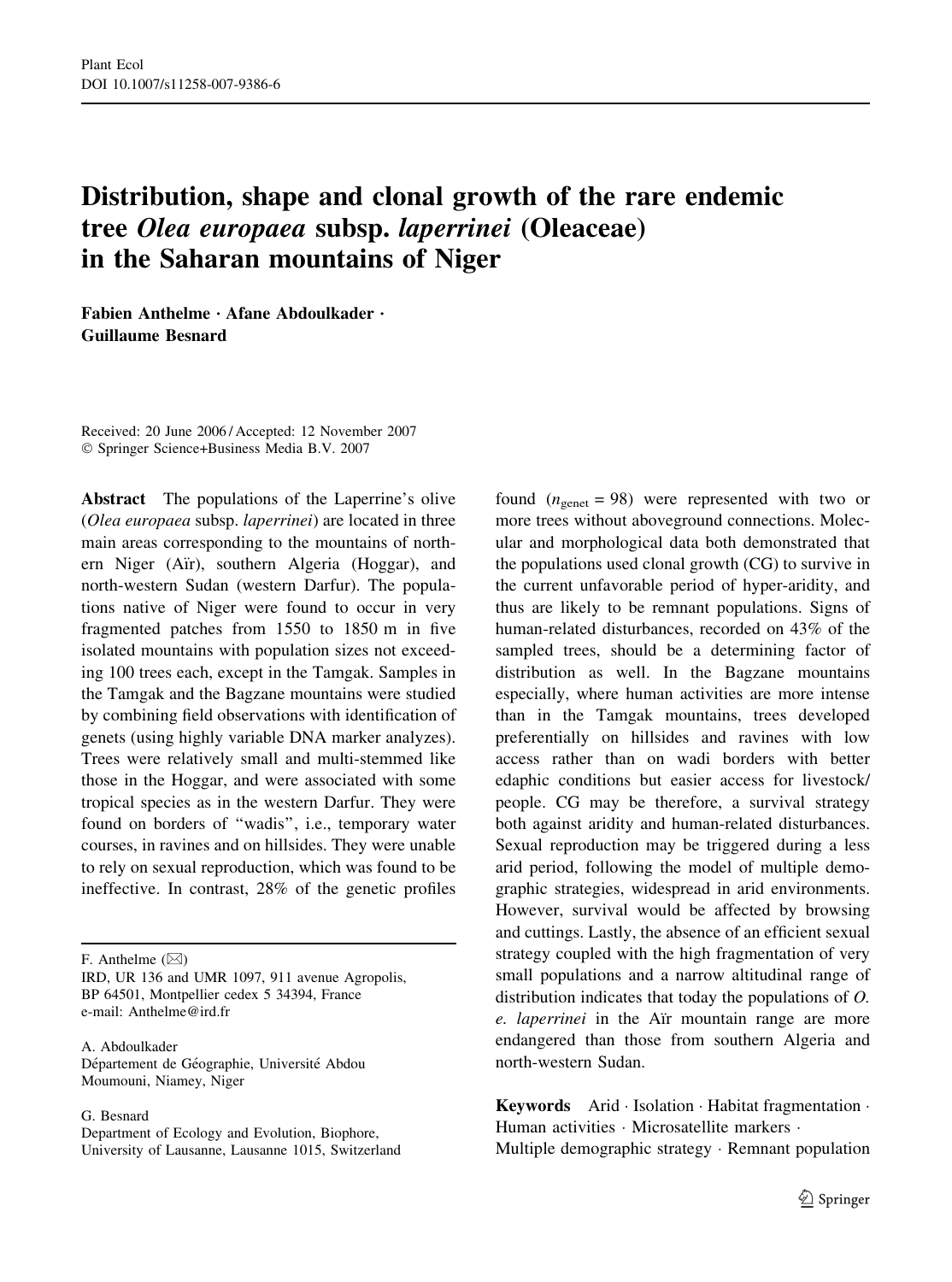# Distribution, shape and clonal growth of the rare endemic tree *Olea europaea* subsp. *laperrinei* (Oleaceae) in the Saharan mountains of Niger

**Fabien Anthelme · Afane Abdoulkader · Guillaume Besnard**

Received: 20 June 2006 / Accepted: 12 November 2007
© Springer Science+Business Media B.V. 2007

**Abstract** The populations of the Laperrine's olive (*Olea europaea* subsp. *laperrinei*) are located in three main areas corresponding to the mountains of northern Niger (Aïr), southern Algeria (Hoggar), and north-western Sudan (western Darfur). The populations native of Niger were found to occur in very fragmented patches from 1550 to 1850 m in five isolated mountains with population sizes not exceeding 100 trees each, except in the Tamgak. Samples in the Tamgak and the Bagzane mountains were studied by combining field observations with identification of genets (using highly variable DNA marker analyzes). Trees were relatively small and multi-stemmed like those in the Hoggar, and were associated with some tropical species as in the western Darfur. They were found on borders of "wadis", i.e., temporary water courses, in ravines and on hillsides. They were unable to rely on sexual reproduction, which was found to be ineffective. In contrast, 28% of the genetic profiles found ($n_{\text{genet}} = 98$) were represented with two or more trees without aboveground connections. Molecular and morphological data both demonstrated that the populations used clonal growth (CG) to survive in the current unfavorable period of hyper-aridity, and thus are likely to be remnant populations. Signs of human-related disturbances, recorded on 43% of the sampled trees, should be a determining factor of distribution as well. In the Bagzane mountains especially, where human activities are more intense than in the Tamgak mountains, trees developed preferentially on hillsides and ravines with low access rather than on wadi borders with better edaphic conditions but easier access for livestock/people. CG may be therefore, a survival strategy both against aridity and human-related disturbances. Sexual reproduction may be triggered during a less arid period, following the model of multiple demographic strategies, widespread in arid environments. However, survival would be affected by browsing and cuttings. Lastly, the absence of an efficient sexual strategy coupled with the high fragmentation of very small populations and a narrow altitudinal range of distribution indicates that today the populations of *O. e. laperrinei* in the Aïr mountain range are more endangered than those from southern Algeria and north-western Sudan.

**Keywords** Arid · Isolation · Habitat fragmentation · Human activities · Microsatellite markers · Multiple demographic strategy · Remnant population

F. Anthelme (✉)
IRD, UR 136 and UMR 1097, 911 avenue Agropolis, BP 64501, Montpellier cedex 5 34394, France
e-mail: Anthelme@ird.fr

A. Abdoulkader
Département de Géographie, Université Abdou Moumouni, Niamey, Niger

G. Besnard
Department of Ecology and Evolution, Biophore, University of Lausanne, Lausanne 1015, Switzerland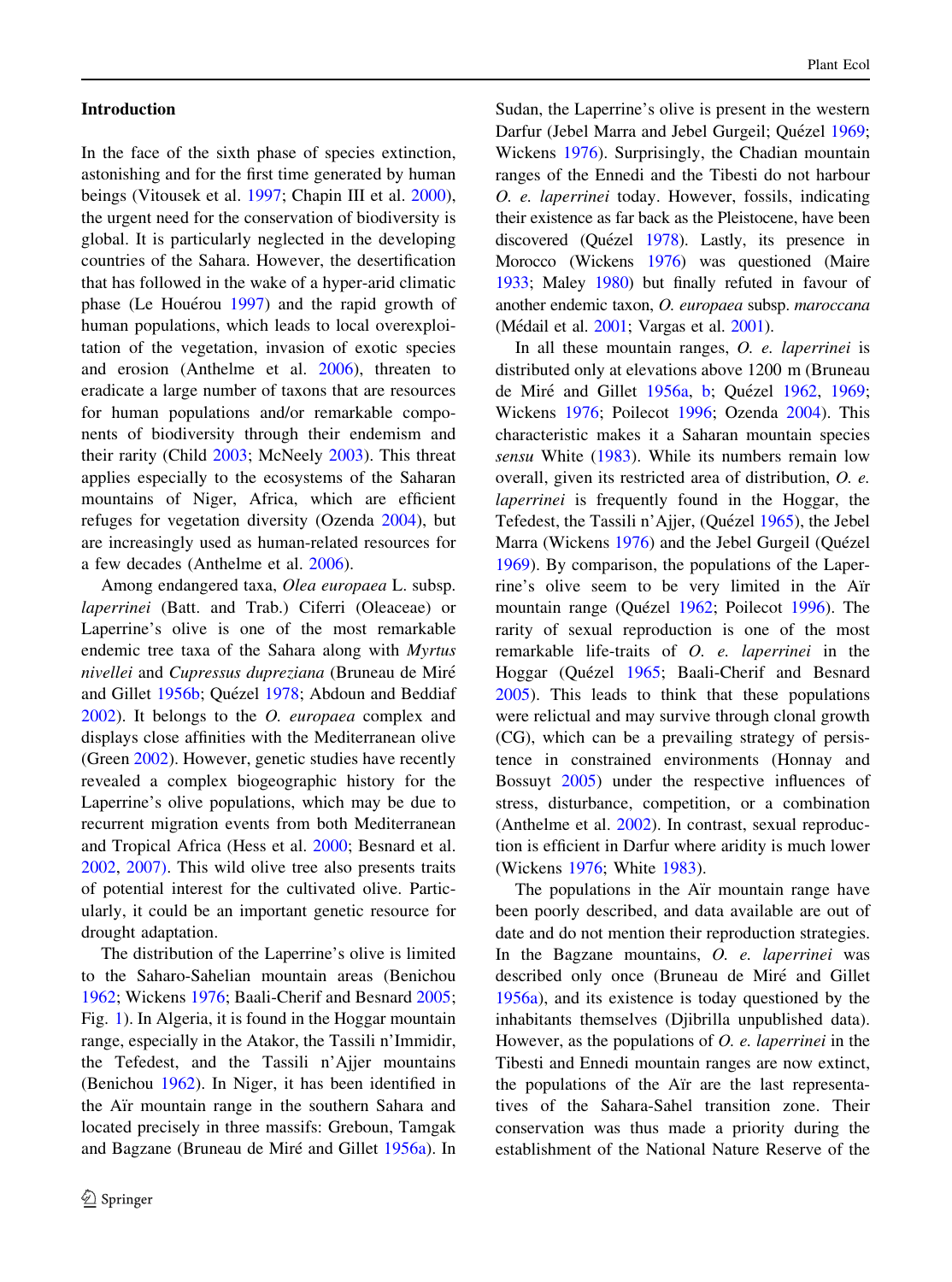## Introduction

In the face of the sixth phase of species extinction, astonishing and for the first time generated by human beings (Vitousek et al. 1997; Chapin III et al. 2000), the urgent need for the conservation of biodiversity is global. It is particularly neglected in the developing countries of the Sahara. However, the desertification that has followed in the wake of a hyper-arid climatic phase (Le Houérou 1997) and the rapid growth of human populations, which leads to local overexploitation of the vegetation, invasion of exotic species and erosion (Anthelme et al. 2006), threaten to eradicate a large number of taxons that are resources for human populations and/or remarkable components of biodiversity through their endemism and their rarity (Child 2003; McNeely 2003). This threat applies especially to the ecosystems of the Saharan mountains of Niger, Africa, which are efficient refuges for vegetation diversity (Ozenda 2004), but are increasingly used as human-related resources for a few decades (Anthelme et al. 2006).

Among endangered taxa, *Olea europaea* L. subsp. *laperrinei* (Batt. and Trab.) Ciferri (Oleaceae) or Laperrine's olive is one of the most remarkable endemic tree taxa of the Sahara along with *Myrtus nivellei* and *Cupressus dupreziana* (Bruneau de Miré and Gillet 1956b; Quézel 1978; Abdoun and Beddiaf 2002). It belongs to the *O. europaea* complex and displays close affinities with the Mediterranean olive (Green 2002). However, genetic studies have recently revealed a complex biogeographic history for the Laperrine's olive populations, which may be due to recurrent migration events from both Mediterranean and Tropical Africa (Hess et al. 2000; Besnard et al. 2002, 2007). This wild olive tree also presents traits of potential interest for the cultivated olive. Particularly, it could be an important genetic resource for drought adaptation.

The distribution of the Laperrine's olive is limited to the Saharo-Sahelian mountain areas (Benichou 1962; Wickens 1976; Baali-Cherif and Besnard 2005; Fig. 1). In Algeria, it is found in the Hoggar mountain range, especially in the Atakor, the Tassili n'Immidir, the Tefedest, and the Tassili n'Ajjer mountains (Benichou 1962). In Niger, it has been identified in the Aïr mountain range in the southern Sahara and located precisely in three massifs: Greboun, Tamgak and Bagzane (Bruneau de Miré and Gillet 1956a). In Sudan, the Laperrine's olive is present in the western Darfur (Jebel Marra and Jebel Gurgeil; Quézel 1969; Wickens 1976). Surprisingly, the Chadian mountain ranges of the Ennedi and the Tibesti do not harbour *O. e. laperrinei* today. However, fossils, indicating their existence as far back as the Pleistocene, have been discovered (Quézel 1978). Lastly, its presence in Morocco (Wickens 1976) was questioned (Maire 1933; Maley 1980) but finally refuted in favour of another endemic taxon, *O. europaea* subsp. *maroccana* (Médail et al. 2001; Vargas et al. 2001).

In all these mountain ranges, *O. e. laperrinei* is distributed only at elevations above 1200 m (Bruneau de Miré and Gillet 1956a, b; Quézel 1962, 1969; Wickens 1976; Poilecot 1996; Ozenda 2004). This characteristic makes it a Saharan mountain species *sensu* White (1983). While its numbers remain low overall, given its restricted area of distribution, *O. e. laperrinei* is frequently found in the Hoggar, the Tefedest, the Tassili n'Ajjer, (Quézel 1965), the Jebel Marra (Wickens 1976) and the Jebel Gurgeil (Quézel 1969). By comparison, the populations of the Laperrine's olive seem to be very limited in the Aïr mountain range (Quézel 1962; Poilecot 1996). The rarity of sexual reproduction is one of the most remarkable life-traits of *O. e. laperrinei* in the Hoggar (Quézel 1965; Baali-Cherif and Besnard 2005). This leads to think that these populations were relictual and may survive through clonal growth (CG), which can be a prevailing strategy of persistence in constrained environments (Honnay and Bossuyt 2005) under the respective influences of stress, disturbance, competition, or a combination (Anthelme et al. 2002). In contrast, sexual reproduction is efficient in Darfur where aridity is much lower (Wickens 1976; White 1983).

The populations in the Aïr mountain range have been poorly described, and data available are out of date and do not mention their reproduction strategies. In the Bagzane mountains, *O. e. laperrinei* was described only once (Bruneau de Miré and Gillet 1956a), and its existence is today questioned by the inhabitants themselves (Djibrilla unpublished data). However, as the populations of *O. e. laperrinei* in the Tibesti and Ennedi mountain ranges are now extinct, the populations of the Aïr are the last representatives of the Sahara-Sahel transition zone. Their conservation was thus made a priority during the establishment of the National Nature Reserve of the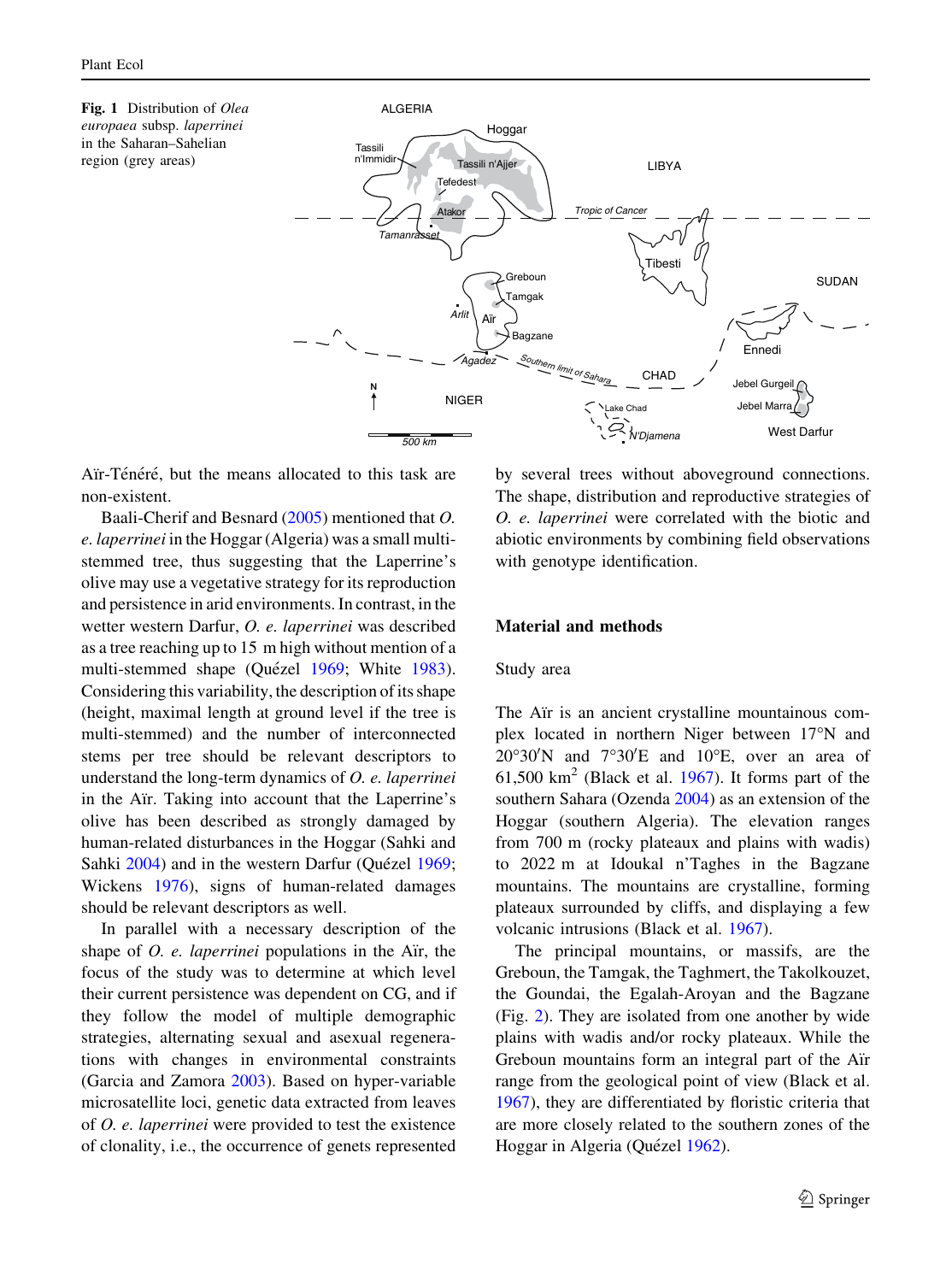Fig. 1 Distribution of *Olea europaea* subsp. *laperrinei* in the Saharan–Sahelian region (grey areas)

Aïr-Ténéré, but the means allocated to this task are non-existent.

Baali-Cherif and Besnard (2005) mentioned that *O. e. laperrinei* in the Hoggar (Algeria) was a small multi-stemmed tree, thus suggesting that the Laperrine's olive may use a vegetative strategy for its reproduction and persistence in arid environments. In contrast, in the wetter western Darfur, *O. e. laperrinei* was described as a tree reaching up to 15 m high without mention of a multi-stemmed shape (Quézel 1969; White 1983). Considering this variability, the description of its shape (height, maximal length at ground level if the tree is multi-stemmed) and the number of interconnected stems per tree should be relevant descriptors to understand the long-term dynamics of *O. e. laperrinei* in the Aïr. Taking into account that the Laperrine's olive has been described as strongly damaged by human-related disturbances in the Hoggar (Sahki and Sahki 2004) and in the western Darfur (Quézel 1969; Wickens 1976), signs of human-related damages should be relevant descriptors as well.

In parallel with a necessary description of the shape of *O. e. laperrinei* populations in the Aïr, the focus of the study was to determine at which level their current persistence was dependent on CG, and if they follow the model of multiple demographic strategies, alternating sexual and asexual regenerations with changes in environmental constraints (Garcia and Zamora 2003). Based on hyper-variable microsatellite loci, genetic data extracted from leaves of *O. e. laperrinei* were provided to test the existence of clonality, i.e., the occurrence of genets represented by several trees without aboveground connections. The shape, distribution and reproductive strategies of *O. e. laperrinei* were correlated with the biotic and abiotic environments by combining field observations with genotype identification.

## Material and methods

### Study area

The Aïr is an ancient crystalline mountainous complex located in northern Niger between 17°N and 20°30′N and 7°30′E and 10°E, over an area of 61,500 km$^2$ (Black et al. 1967). It forms part of the southern Sahara (Ozenda 2004) as an extension of the Hoggar (southern Algeria). The elevation ranges from 700 m (rocky plateaux and plains with wadis) to 2022 m at Idoukal n'Taghes in the Bagzane mountains. The mountains are crystalline, forming plateaux surrounded by cliffs, and displaying a few volcanic intrusions (Black et al. 1967).

The principal mountains, or massifs, are the Greboun, the Tamgak, the Taghmert, the Takolkouzet, the Goundai, the Egalah-Aroyan and the Bagzane (Fig. 2). They are isolated from one another by wide plains with wadis and/or rocky plateaux. While the Greboun mountains form an integral part of the Aïr range from the geological point of view (Black et al. 1967), they are differentiated by floristic criteria that are more closely related to the southern zones of the Hoggar in Algeria (Quézel 1962).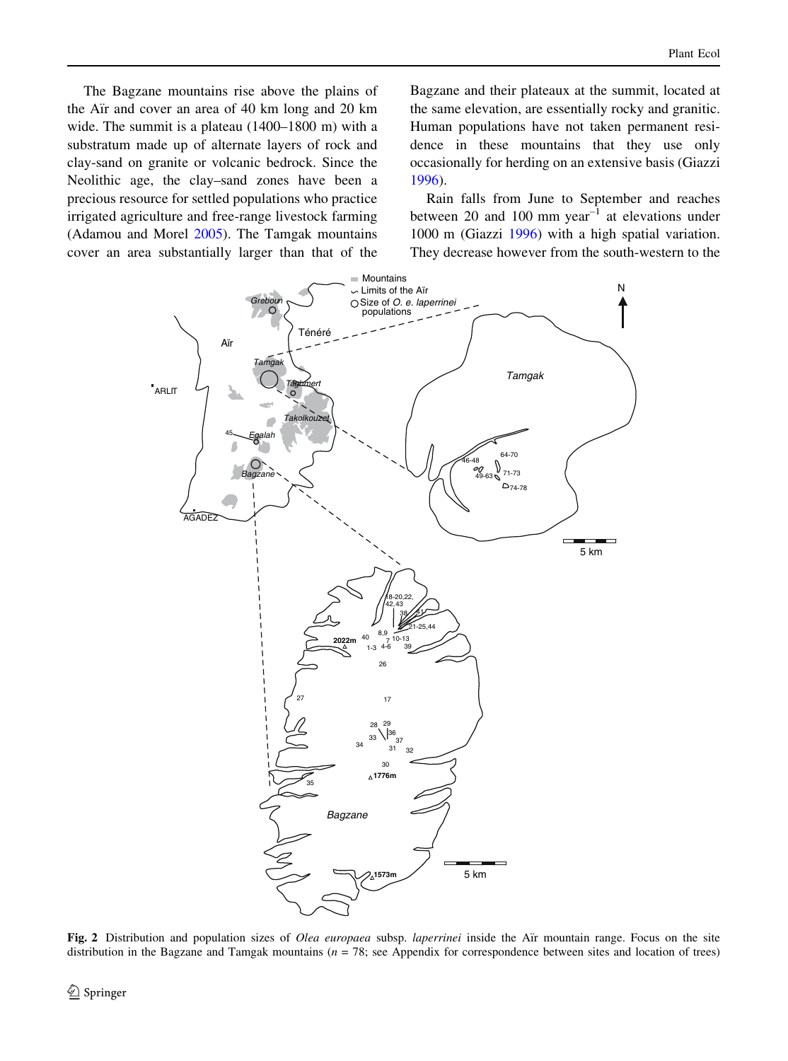The Bagzane mountains rise above the plains of the Aïr and cover an area of 40 km long and 20 km wide. The summit is a plateau (1400–1800 m) with a substratum made up of alternate layers of rock and clay-sand on granite or volcanic bedrock. Since the Neolithic age, the clay–sand zones have been a precious resource for settled populations who practice irrigated agriculture and free-range livestock farming (Adamou and Morel 2005). The Tamgak mountains cover an area substantially larger than that of the Bagzane and their plateaux at the summit, located at the same elevation, are essentially rocky and granitic. Human populations have not taken permanent residence in these mountains that they use only occasionally for herding on an extensive basis (Giazzi 1996).

Rain falls from June to September and reaches between 20 and 100 mm year$^{-1}$ at elevations under 1000 m (Giazzi 1996) with a high spatial variation. They decrease however from the south-western to the

**Fig. 2** Distribution and population sizes of *Olea europaea* subsp. *laperrinei* inside the Aïr mountain range. Focus on the site distribution in the Bagzane and Tamgak mountains ($n = 78$; see Appendix for correspondence between sites and location of trees)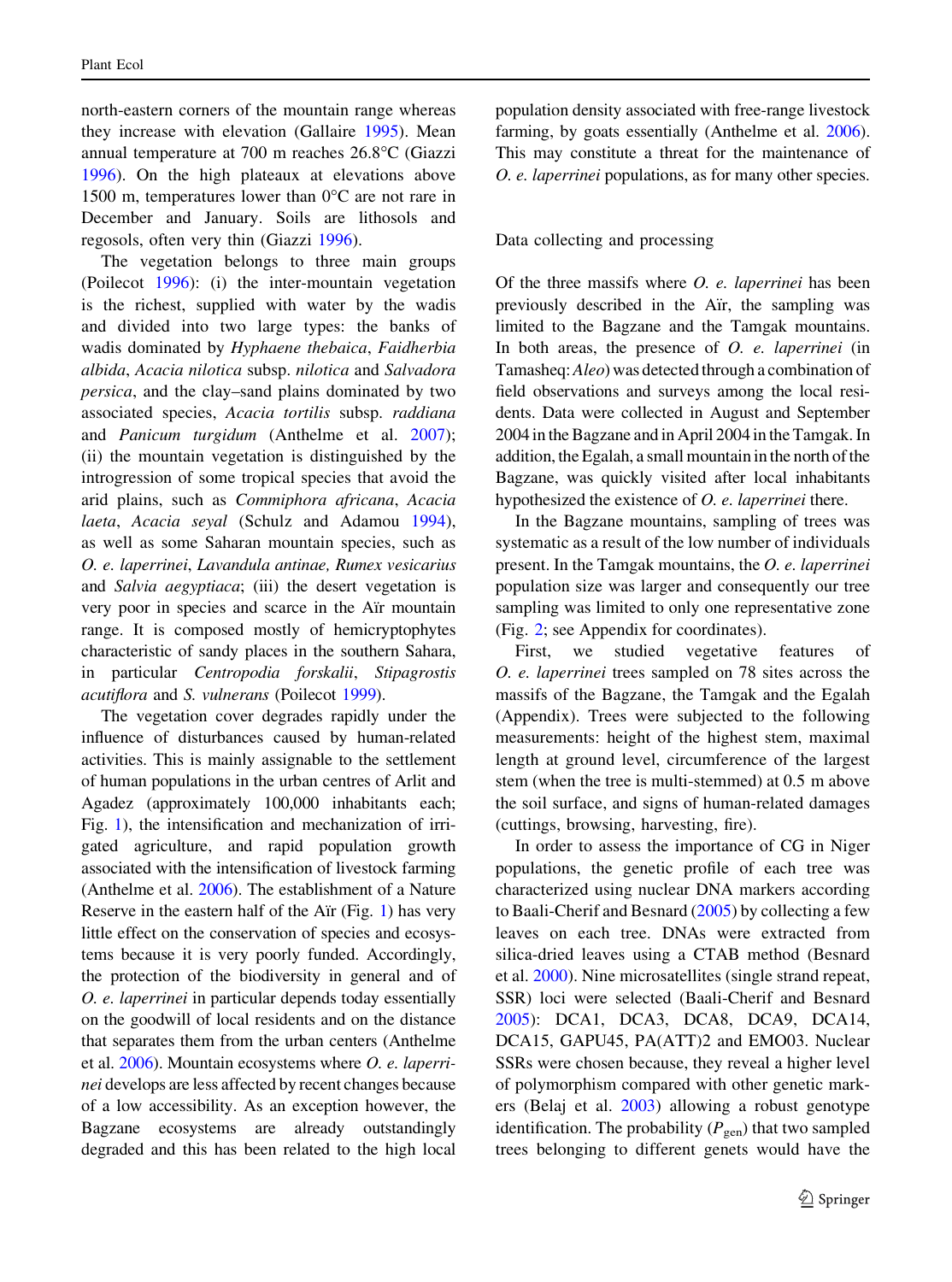north-eastern corners of the mountain range whereas they increase with elevation (Gallaire 1995). Mean annual temperature at 700 m reaches 26.8°C (Giazzi 1996). On the high plateaux at elevations above 1500 m, temperatures lower than 0°C are not rare in December and January. Soils are lithosols and regosols, often very thin (Giazzi 1996).

The vegetation belongs to three main groups (Poilecot 1996): (i) the inter-mountain vegetation is the richest, supplied with water by the wadis and divided into two large types: the banks of wadis dominated by *Hyphaene thebaica*, *Faidherbia albida*, *Acacia nilotica* subsp. *nilotica* and *Salvadora persica*, and the clay–sand plains dominated by two associated species, *Acacia tortilis* subsp. *raddiana* and *Panicum turgidum* (Anthelme et al. 2007); (ii) the mountain vegetation is distinguished by the introgression of some tropical species that avoid the arid plains, such as *Commiphora africana*, *Acacia laeta*, *Acacia seyal* (Schulz and Adamou 1994), as well as some Saharan mountain species, such as *O. e. laperrinei*, *Lavandula antinae, Rumex vesicarius* and *Salvia aegyptiaca*; (iii) the desert vegetation is very poor in species and scarce in the Aïr mountain range. It is composed mostly of hemicryptophytes characteristic of sandy places in the southern Sahara, in particular *Centropodia forskalii*, *Stipagrostis acutiflora* and *S. vulnerans* (Poilecot 1999).

The vegetation cover degrades rapidly under the influence of disturbances caused by human-related activities. This is mainly assignable to the settlement of human populations in the urban centres of Arlit and Agadez (approximately 100,000 inhabitants each; Fig. 1), the intensification and mechanization of irrigated agriculture, and rapid population growth associated with the intensification of livestock farming (Anthelme et al. 2006). The establishment of a Nature Reserve in the eastern half of the Aïr (Fig. 1) has very little effect on the conservation of species and ecosystems because it is very poorly funded. Accordingly, the protection of the biodiversity in general and of *O. e. laperrinei* in particular depends today essentially on the goodwill of local residents and on the distance that separates them from the urban centers (Anthelme et al. 2006). Mountain ecosystems where *O. e. laperrinei* develops are less affected by recent changes because of a low accessibility. As an exception however, the Bagzane ecosystems are already outstandingly degraded and this has been related to the high local population density associated with free-range livestock farming, by goats essentially (Anthelme et al. 2006). This may constitute a threat for the maintenance of *O. e. laperrinei* populations, as for many other species.

## Data collecting and processing

Of the three massifs where *O. e. laperrinei* has been previously described in the Aïr, the sampling was limited to the Bagzane and the Tamgak mountains. In both areas, the presence of *O. e. laperrinei* (in Tamasheq: *Aleo*) was detected through a combination of field observations and surveys among the local residents. Data were collected in August and September 2004 in the Bagzane and in April 2004 in the Tamgak. In addition, the Egalah, a small mountain in the north of the Bagzane, was quickly visited after local inhabitants hypothesized the existence of *O. e. laperrinei* there.

In the Bagzane mountains, sampling of trees was systematic as a result of the low number of individuals present. In the Tamgak mountains, the *O. e. laperrinei* population size was larger and consequently our tree sampling was limited to only one representative zone (Fig. 2; see Appendix for coordinates).

First, we studied vegetative features of *O. e. laperrinei* trees sampled on 78 sites across the massifs of the Bagzane, the Tamgak and the Egalah (Appendix). Trees were subjected to the following measurements: height of the highest stem, maximal length at ground level, circumference of the largest stem (when the tree is multi-stemmed) at 0.5 m above the soil surface, and signs of human-related damages (cuttings, browsing, harvesting, fire).

In order to assess the importance of CG in Niger populations, the genetic profile of each tree was characterized using nuclear DNA markers according to Baali-Cherif and Besnard (2005) by collecting a few leaves on each tree. DNAs were extracted from silica-dried leaves using a CTAB method (Besnard et al. 2000). Nine microsatellites (single strand repeat, SSR) loci were selected (Baali-Cherif and Besnard 2005): DCA1, DCA3, DCA8, DCA9, DCA14, DCA15, GAPU45, PA(ATT)2 and EMO03. Nuclear SSRs were chosen because, they reveal a higher level of polymorphism compared with other genetic markers (Belaj et al. 2003) allowing a robust genotype identification. The probability ($P_{gen}$) that two sampled trees belonging to different genets would have the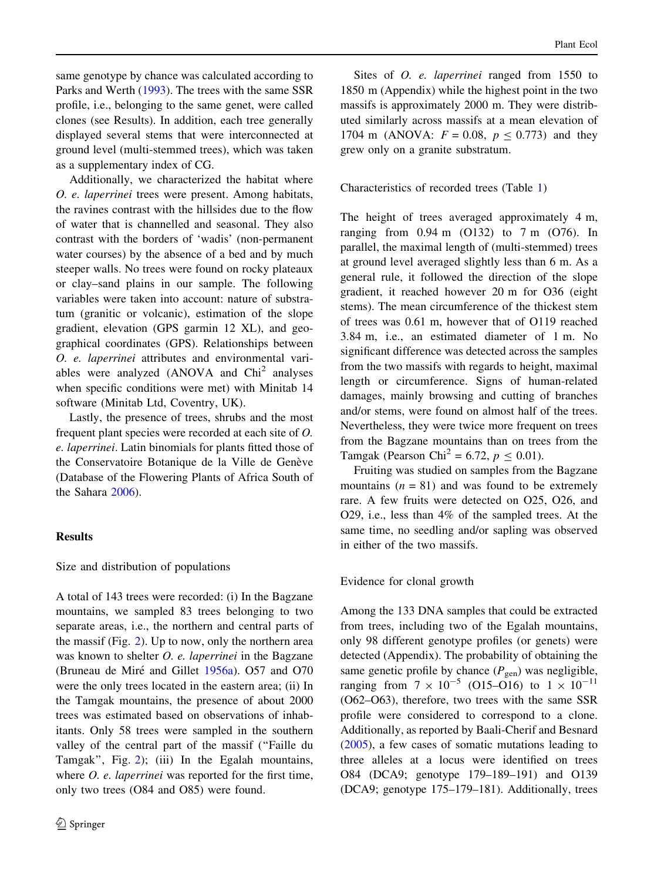same genotype by chance was calculated according to Parks and Werth (1993). The trees with the same SSR profile, i.e., belonging to the same genet, were called clones (see Results). In addition, each tree generally displayed several stems that were interconnected at ground level (multi-stemmed trees), which was taken as a supplementary index of CG.

Additionally, we characterized the habitat where *O. e. laperrinei* trees were present. Among habitats, the ravines contrast with the hillsides due to the flow of water that is channelled and seasonal. They also contrast with the borders of 'wadis' (non-permanent water courses) by the absence of a bed and by much steeper walls. No trees were found on rocky plateaux or clay–sand plains in our sample. The following variables were taken into account: nature of substratum (granitic or volcanic), estimation of the slope gradient, elevation (GPS garmin 12 XL), and geographical coordinates (GPS). Relationships between *O. e. laperrinei* attributes and environmental variables were analyzed (ANOVA and $Chi^2$ analyses when specific conditions were met) with Minitab 14 software (Minitab Ltd, Coventry, UK).

Lastly, the presence of trees, shrubs and the most frequent plant species were recorded at each site of *O. e. laperrinei*. Latin binomials for plants fitted those of the Conservatoire Botanique de la Ville de Genève (Database of the Flowering Plants of Africa South of the Sahara 2006).

## Results

### Size and distribution of populations

A total of 143 trees were recorded: (i) In the Bagzane mountains, we sampled 83 trees belonging to two separate areas, i.e., the northern and central parts of the massif (Fig. 2). Up to now, only the northern area was known to shelter *O. e. laperrinei* in the Bagzane (Bruneau de Miré and Gillet 1956a). O57 and O70 were the only trees located in the eastern area; (ii) In the Tamgak mountains, the presence of about 2000 trees was estimated based on observations of inhabitants. Only 58 trees were sampled in the southern valley of the central part of the massif ("Faille du Tamgak", Fig. 2); (iii) In the Egalah mountains, where *O. e. laperrinei* was reported for the first time, only two trees (O84 and O85) were found.

Sites of *O. e. laperrinei* ranged from 1550 to 1850 m (Appendix) while the highest point in the two massifs is approximately 2000 m. They were distributed similarly across massifs at a mean elevation of 1704 m (ANOVA: $F = 0.08$, $p \leq 0.773$) and they grew only on a granite substratum.

### Characteristics of recorded trees (Table 1)

The height of trees averaged approximately 4 m, ranging from 0.94 m (O132) to 7 m (O76). In parallel, the maximal length of (multi-stemmed) trees at ground level averaged slightly less than 6 m. As a general rule, it followed the direction of the slope gradient, it reached however 20 m for O36 (eight stems). The mean circumference of the thickest stem of trees was 0.61 m, however that of O119 reached 3.84 m, i.e., an estimated diameter of 1 m. No significant difference was detected across the samples from the two massifs with regards to height, maximal length or circumference. Signs of human-related damages, mainly browsing and cutting of branches and/or stems, were found on almost half of the trees. Nevertheless, they were twice more frequent on trees from the Bagzane mountains than on trees from the Tamgak (Pearson $Chi^2 = 6.72$, $p \leq 0.01$).

Fruiting was studied on samples from the Bagzane mountains ($n = 81$) and was found to be extremely rare. A few fruits were detected on O25, O26, and O29, i.e., less than 4% of the sampled trees. At the same time, no seedling and/or sapling was observed in either of the two massifs.

### Evidence for clonal growth

Among the 133 DNA samples that could be extracted from trees, including two of the Egalah mountains, only 98 different genotype profiles (or genets) were detected (Appendix). The probability of obtaining the same genetic profile by chance ($P_{gen}$) was negligible, ranging from $7 \times 10^{-5}$ (O15–O16) to $1 \times 10^{-11}$ (O62–O63), therefore, two trees with the same SSR profile were considered to correspond to a clone. Additionally, as reported by Baali-Cherif and Besnard (2005), a few cases of somatic mutations leading to three alleles at a locus were identified on trees O84 (DCA9; genotype 179–189–191) and O139 (DCA9; genotype 175–179–181). Additionally, trees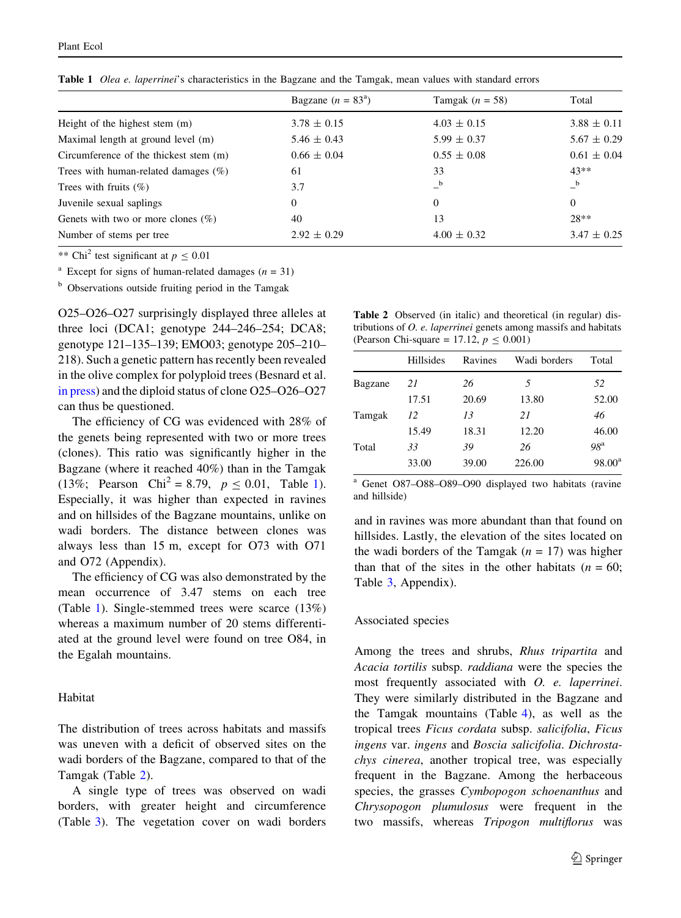Table 1 *Olea e. laperrinei*'s characteristics in the Bagzane and the Tamgak, mean values with standard errors

| | Bagzane ($n = 83$[a]) | Tamgak ($n = 58$) | Total |
|---|---|---|---|
| Height of the highest stem (m) | 3.78 ± 0.15 | 4.03 ± 0.15 | 3.88 ± 0.11 |
| Maximal length at ground level (m) | 5.46 ± 0.43 | 5.99 ± 0.37 | 5.67 ± 0.29 |
| Circumference of the thickest stem (m) | 0.66 ± 0.04 | 0.55 ± 0.08 | 0.61 ± 0.04 |
| Trees with human-related damages (%) | 61 | 33 | 43** |
| Trees with fruits (%) | 3.7 | –[b] | –[b] |
| Juvenile sexual saplings | 0 | 0 | 0 |
| Genets with two or more clones (%) | 40 | 13 | 28** |
| Number of stems per tree | 2.92 ± 0.29 | 4.00 ± 0.32 | 3.47 ± 0.25 |

** $Chi^2$ test significant at $p \leq 0.01$

[a] Except for signs of human-related damages ($n = 31$)

[b] Observations outside fruiting period in the Tamgak

O25–O26–O27 surprisingly displayed three alleles at three loci (DCA1; genotype 244–246–254; DCA8; genotype 121–135–139; EMO03; genotype 205–210–218). Such a genetic pattern has recently been revealed in the olive complex for polyploid trees (Besnard et al. in press) and the diploid status of clone O25–O26–O27 can thus be questioned.

The efficiency of CG was evidenced with 28% of the genets being represented with two or more trees (clones). This ratio was significantly higher in the Bagzane (where it reached 40%) than in the Tamgak (13%; Pearson $Chi^2 = 8.79$, $p \leq 0.01$, Table 1). Especially, it was higher than expected in ravines and on hillsides of the Bagzane mountains, unlike on wadi borders. The distance between clones was always less than 15 m, except for O73 with O71 and O72 (Appendix).

The efficiency of CG was also demonstrated by the mean occurrence of 3.47 stems on each tree (Table 1). Single-stemmed trees were scarce (13%) whereas a maximum number of 20 stems differentiated at the ground level were found on tree O84, in the Egalah mountains.

## Habitat

The distribution of trees across habitats and massifs was uneven with a deficit of observed sites on the wadi borders of the Bagzane, compared to that of the Tamgak (Table 2).

A single type of trees was observed on wadi borders, with greater height and circumference (Table 3). The vegetation cover on wadi borders and in ravines was more abundant than that found on hillsides. Lastly, the elevation of the sites located on the wadi borders of the Tamgak ($n = 17$) was higher than that of the sites in the other habitats ($n = 60$; Table 3, Appendix).

Table 2 Observed (in italic) and theoretical (in regular) distributions of *O. e. laperrinei* genets among massifs and habitats (Pearson Chi-square = 17.12, $p \leq 0.001$)

| | Hillsides | Ravines | Wadi borders | Total |
|---|---|---|---|---|
| Bagzane | *21* | *26* | *5* | *52* |
| | 17.51 | 20.69 | 13.80 | 52.00 |
| Tamgak | *12* | *13* | *21* | *46* |
| | 15.49 | 18.31 | 12.20 | 46.00 |
| Total | *33* | *39* | *26* | *98*[a] |
| | 33.00 | 39.00 | 226.00 | 98.00[a] |

[a] Genet O87–O88–O89–O90 displayed two habitats (ravine and hillside)

## Associated species

Among the trees and shrubs, *Rhus tripartita* and *Acacia tortilis* subsp. *raddiana* were the species the most frequently associated with *O. e. laperrinei*. They were similarly distributed in the Bagzane and the Tamgak mountains (Table 4), as well as the tropical trees *Ficus cordata* subsp. *salicifolia*, *Ficus ingens* var. *ingens* and *Boscia salicifolia*. *Dichrostachys cinerea*, another tropical tree, was especially frequent in the Bagzane. Among the herbaceous species, the grasses *Cymbopogon schoenanthus* and *Chrysopogon plumulosus* were frequent in the two massifs, whereas *Tripogon multiflorus* was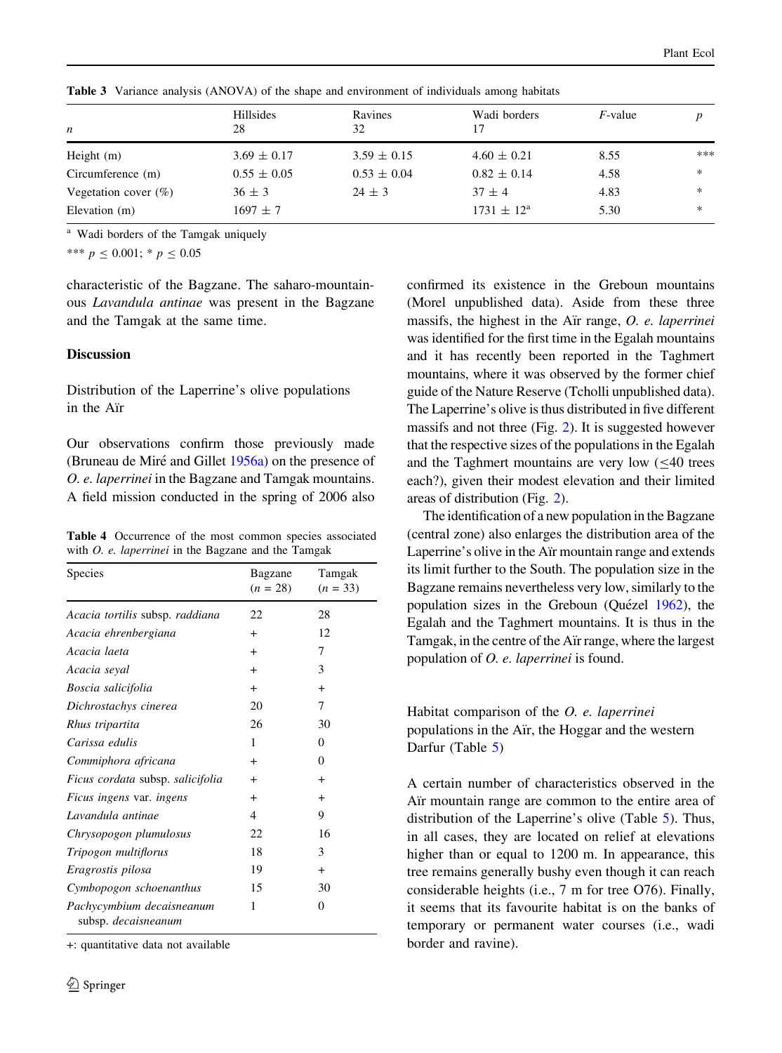**Table 3** Variance analysis (ANOVA) of the shape and environment of individuals among habitats

| *n* | Hillsides 28 | Ravines 32 | Wadi borders 17 | *F*-value | *p* |
|---|---|---|---|---|---|
| Height (m) | 3.69 ± 0.17 | 3.59 ± 0.15 | 4.60 ± 0.21 | 8.55 | *** |
| Circumference (m) | 0.55 ± 0.05 | 0.53 ± 0.04 | 0.82 ± 0.14 | 4.58 | * |
| Vegetation cover (%) | 36 ± 3 | 24 ± 3 | 37 ± 4 | 4.83 | * |
| Elevation (m) | 1697 ± 7 | | 1731 ± 12[a] | 5.30 | * |

[a] Wadi borders of the Tamgak uniquely

*** $p \leq 0.001$; * $p \leq 0.05$

characteristic of the Bagzane. The saharo-mountainous *Lavandula antinae* was present in the Bagzane and the Tamgak at the same time.

## Discussion

### Distribution of the Laperrine's olive populations in the Aïr

Our observations confirm those previously made (Bruneau de Miré and Gillet 1956a) on the presence of *O. e. laperrinei* in the Bagzane and Tamgak mountains. A field mission conducted in the spring of 2006 also confirmed its existence in the Greboun mountains (Morel unpublished data). Aside from these three massifs, the highest in the Aïr range, *O. e. laperrinei* was identified for the first time in the Egalah mountains and it has recently been reported in the Taghmert mountains, where it was observed by the former chief guide of the Nature Reserve (Tcholli unpublished data). The Laperrine's olive is thus distributed in five different massifs and not three (Fig. 2). It is suggested however that the respective sizes of the populations in the Egalah and the Taghmert mountains are very low (≤40 trees each?), given their modest elevation and their limited areas of distribution (Fig. 2).

The identification of a new population in the Bagzane (central zone) also enlarges the distribution area of the Laperrine's olive in the Aïr mountain range and extends its limit further to the South. The population size in the Bagzane remains nevertheless very low, similarly to the population sizes in the Greboun (Quézel 1962), the Egalah and the Taghmert mountains. It is thus in the Tamgak, in the centre of the Aïr range, where the largest population of *O. e. laperrinei* is found.

**Table 4** Occurrence of the most common species associated with *O. e. laperrinei* in the Bagzane and the Tamgak

| Species | Bagzane ($n = 28$) | Tamgak ($n = 33$) |
|---|---|---|
| *Acacia tortilis* subsp. *raddiana* | 22 | 28 |
| *Acacia ehrenbergiana* | + | 12 |
| *Acacia laeta* | + | 7 |
| *Acacia seyal* | + | 3 |
| *Boscia salicifolia* | + | + |
| *Dichrostachys cinerea* | 20 | 7 |
| *Rhus tripartita* | 26 | 30 |
| *Carissa edulis* | 1 | 0 |
| *Commiphora africana* | + | 0 |
| *Ficus cordata* subsp. *salicifolia* | + | + |
| *Ficus ingens* var. *ingens* | + | + |
| *Lavandula antinae* | 4 | 9 |
| *Chrysopogon plumulosus* | 22 | 16 |
| *Tripogon multiflorus* | 18 | 3 |
| *Eragrostis pilosa* | 19 | + |
| *Cymbopogon schoenanthus* | 15 | 30 |
| *Pachycymbium decaisneanum* subsp. *decaisneanum* | 1 | 0 |

+: quantitative data not available

### Habitat comparison of the *O. e. laperrinei* populations in the Aïr, the Hoggar and the western Darfur (Table 5)

A certain number of characteristics observed in the Aïr mountain range are common to the entire area of distribution of the Laperrine's olive (Table 5). Thus, in all cases, they are located on relief at elevations higher than or equal to 1200 m. In appearance, this tree remains generally bushy even though it can reach considerable heights (i.e., 7 m for tree O76). Finally, it seems that its favourite habitat is on the banks of temporary or permanent water courses (i.e., wadi border and ravine).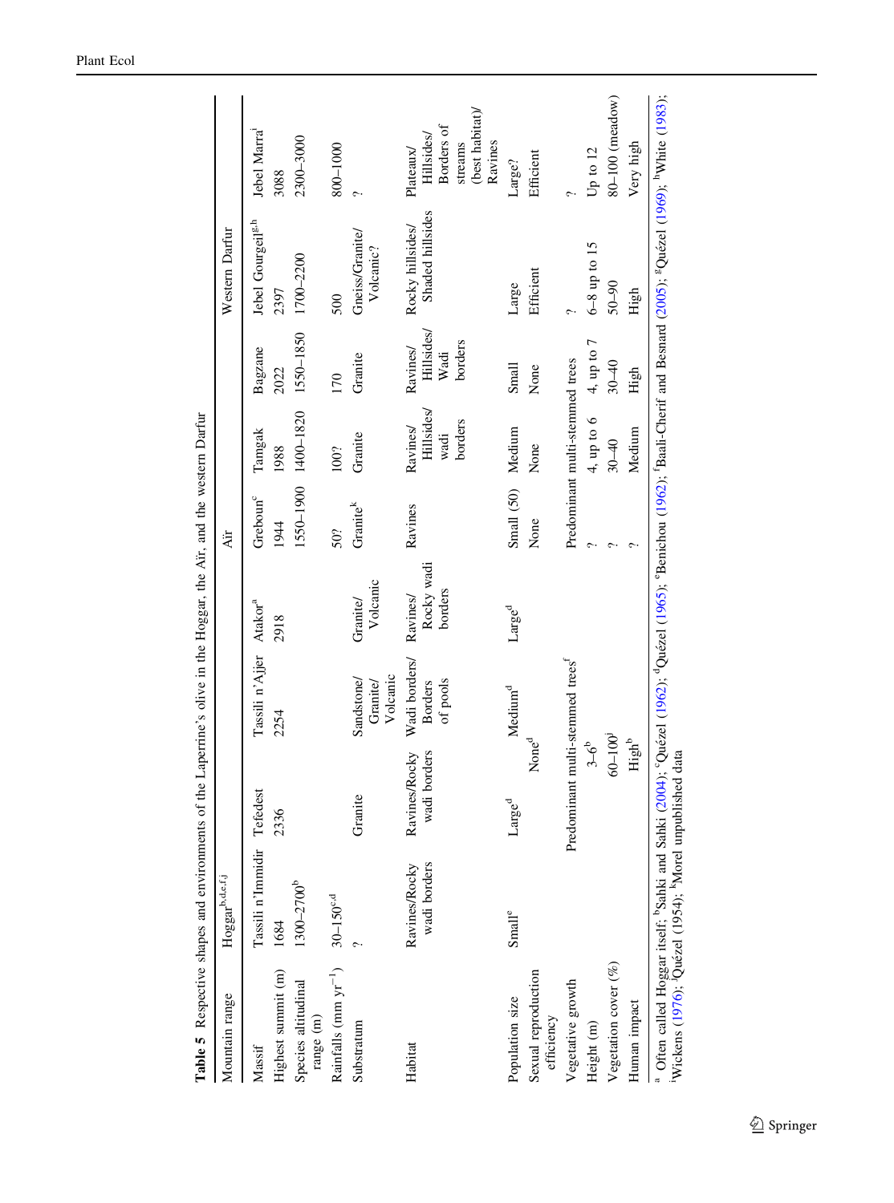**Table 5** Respective shapes and environments of the Laperrine's olive in the Hoggar, the Aïr, and the western Darfur

| Mountain range | Hoggar[b,d,e,f,j] | | | | Aïr | | | Western Darfur | |
|---|---|---|---|---|---|---|---|---|---|
| Massif | Tassili n'Immidir | Tefedest | Tassili n'Ajjer | Atakor[a] | Greboun[c] | Tamgak | Bagzane | Jebel Gourgeil[g,h] | Jebel Marra[i] |
| Highest summit (m) | 1684 | 2336 | 2254 | 2918 | 1944 | 1988 | 2022 | 2397 | 3088 |
| Species altitudinal range (m) | 1300–2700[b] | | | | 1550–1900 | 1400–1820 | 1550–1850 | 1700–2200 | 2300–3000 |
| Rainfalls (mm $yr^{-1}$) | 30–150[c,d] | | | | 50? | 100? | 170 | 500 | 800–1000 |
| Substratum | ? | Granite | Sandstone/ Granite/ Volcanic | Granite/ Volcanic | Granite[k] | Granite | Granite | Gneiss/Granite/ Volcanic? | ? |
| Habitat | Ravines/Rocky wadi borders | Ravines/Rocky wadi borders | Wadi borders/ Borders of pools | Ravines/ Rocky wadi borders | Ravines | Ravines/ Hillsides/ wadi borders | Ravines/ Hillsides/ Wadi borders | Rocky hillsides/ Shaded hillsides | Plateaux/ Hillsides/ Borders of streams (best habitat)/ Ravines |
| Population size | Small[e] | Large[d] | Medium[d] | Large[d] | Small (50) | Medium | Small | Large | Large? |
| Sexual reproduction efficiency | None[d] | | | | None | None | None | Efficient | Efficient |
| Vegetative growth | Predominant multi-stemmed trees[f] | | | | Predominant multi-stemmed trees | | | ? | ? |
| Height (m) | 3–6[b] | | | | ? | 4, up to 6 | 4, up to 7 | 6–8 up to 15 | Up to 12 |
| Vegetation cover (%) | 60–100[j] | | | | ? | 30–40 | 30–40 | 50–90 | 80–100 (meadow) |
| Human impact | High[b] | | | | ? | Medium | High | High | Very high |

[a] Often called Hoggar itself; [b]Sahki and Sahki (2004); [c]Quézel (1962); [d]Quézel (1965); [e]Benichou (1962); [f]Baali-Cherif and Besnard (2005); [g]Quézel (1969); [h]White (1983); [i]Wickens (1976); [j]Quézel (1954); [k]Morel unpublished data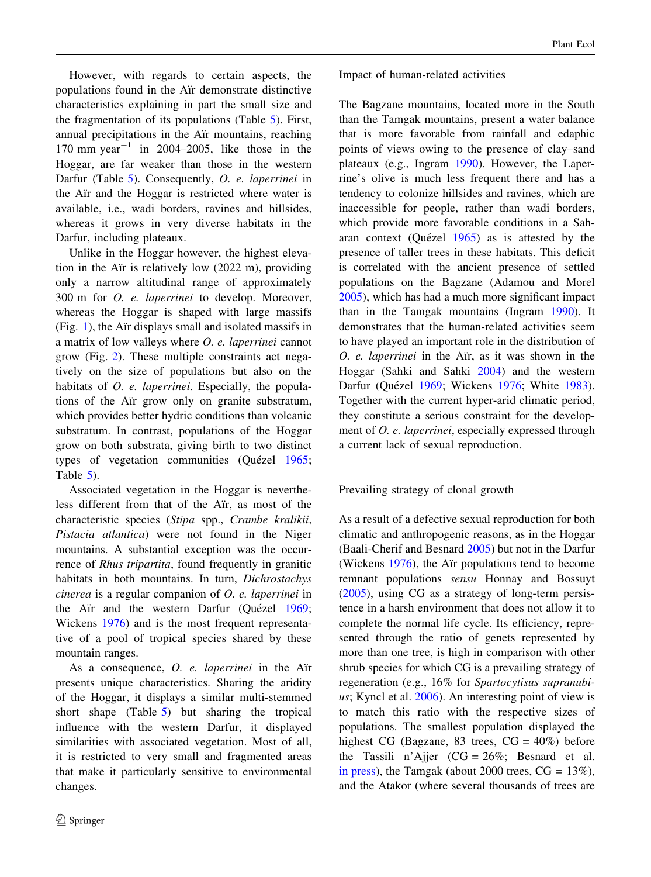However, with regards to certain aspects, the populations found in the Aïr demonstrate distinctive characteristics explaining in part the small size and the fragmentation of its populations (Table 5). First, annual precipitations in the Aïr mountains, reaching 170 mm year$^{-1}$ in 2004–2005, like those in the Hoggar, are far weaker than those in the western Darfur (Table 5). Consequently, *O. e. laperrinei* in the Aïr and the Hoggar is restricted where water is available, i.e., wadi borders, ravines and hillsides, whereas it grows in very diverse habitats in the Darfur, including plateaux.

Unlike in the Hoggar however, the highest elevation in the Aïr is relatively low (2022 m), providing only a narrow altitudinal range of approximately 300 m for *O. e. laperrinei* to develop. Moreover, whereas the Hoggar is shaped with large massifs (Fig. 1), the Aïr displays small and isolated massifs in a matrix of low valleys where *O. e. laperrinei* cannot grow (Fig. 2). These multiple constraints act negatively on the size of populations but also on the habitats of *O. e. laperrinei*. Especially, the populations of the Aïr grow only on granite substratum, which provides better hydric conditions than volcanic substratum. In contrast, populations of the Hoggar grow on both substrata, giving birth to two distinct types of vegetation communities (Quézel 1965; Table 5).

Associated vegetation in the Hoggar is nevertheless different from that of the Aïr, as most of the characteristic species (*Stipa* spp., *Crambe kralikii*, *Pistacia atlantica*) were not found in the Niger mountains. A substantial exception was the occurrence of *Rhus tripartita*, found frequently in granitic habitats in both mountains. In turn, *Dichrostachys cinerea* is a regular companion of *O. e. laperrinei* in the Aïr and the western Darfur (Quézel 1969; Wickens 1976) and is the most frequent representative of a pool of tropical species shared by these mountain ranges.

As a consequence, *O. e. laperrinei* in the Aïr presents unique characteristics. Sharing the aridity of the Hoggar, it displays a similar multi-stemmed short shape (Table 5) but sharing the tropical influence with the western Darfur, it displayed similarities with associated vegetation. Most of all, it is restricted to very small and fragmented areas that make it particularly sensitive to environmental changes.

## Impact of human-related activities

The Bagzane mountains, located more in the South than the Tamgak mountains, present a water balance that is more favorable from rainfall and edaphic points of views owing to the presence of clay–sand plateaux (e.g., Ingram 1990). However, the Laperrine's olive is much less frequent there and has a tendency to colonize hillsides and ravines, which are inaccessible for people, rather than wadi borders, which provide more favorable conditions in a Saharan context (Quézel 1965) as is attested by the presence of taller trees in these habitats. This deficit is correlated with the ancient presence of settled populations on the Bagzane (Adamou and Morel 2005), which has had a much more significant impact than in the Tamgak mountains (Ingram 1990). It demonstrates that the human-related activities seem to have played an important role in the distribution of *O. e. laperrinei* in the Aïr, as it was shown in the Hoggar (Sahki and Sahki 2004) and the western Darfur (Quézel 1969; Wickens 1976; White 1983). Together with the current hyper-arid climatic period, they constitute a serious constraint for the development of *O. e. laperrinei*, especially expressed through a current lack of sexual reproduction.

## Prevailing strategy of clonal growth

As a result of a defective sexual reproduction for both climatic and anthropogenic reasons, as in the Hoggar (Baali-Cherif and Besnard 2005) but not in the Darfur (Wickens 1976), the Aïr populations tend to become remnant populations *sensu* Honnay and Bossuyt (2005), using CG as a strategy of long-term persistence in a harsh environment that does not allow it to complete the normal life cycle. Its efficiency, represented through the ratio of genets represented by more than one tree, is high in comparison with other shrub species for which CG is a prevailing strategy of regeneration (e.g., 16% for *Spartocytisus supranubius*; Kyncl et al. 2006). An interesting point of view is to match this ratio with the respective sizes of populations. The smallest population displayed the highest CG (Bagzane, 83 trees, CG = 40%) before the Tassili n'Ajjer (CG = 26%; Besnard et al. in press), the Tamgak (about 2000 trees, CG = 13%), and the Atakor (where several thousands of trees are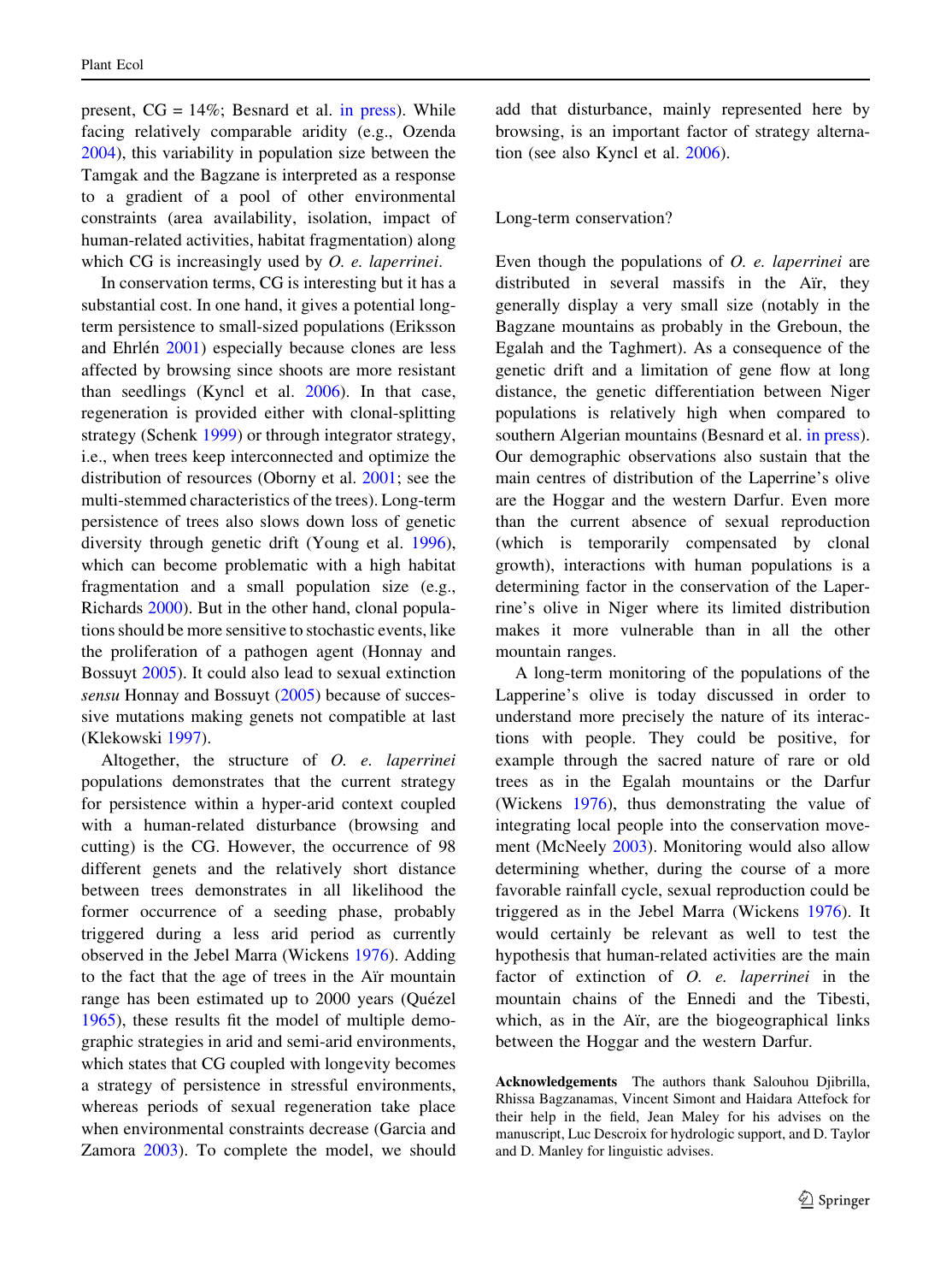present, CG = 14%; Besnard et al. in press). While facing relatively comparable aridity (e.g., Ozenda 2004), this variability in population size between the Tamgak and the Bagzane is interpreted as a response to a gradient of a pool of other environmental constraints (area availability, isolation, impact of human-related activities, habitat fragmentation) along which CG is increasingly used by *O. e. laperrinei*.

In conservation terms, CG is interesting but it has a substantial cost. In one hand, it gives a potential long-term persistence to small-sized populations (Eriksson and Ehrlén 2001) especially because clones are less affected by browsing since shoots are more resistant than seedlings (Kyncl et al. 2006). In that case, regeneration is provided either with clonal-splitting strategy (Schenk 1999) or through integrator strategy, i.e., when trees keep interconnected and optimize the distribution of resources (Oborny et al. 2001; see the multi-stemmed characteristics of the trees). Long-term persistence of trees also slows down loss of genetic diversity through genetic drift (Young et al. 1996), which can become problematic with a high habitat fragmentation and a small population size (e.g., Richards 2000). But in the other hand, clonal populations should be more sensitive to stochastic events, like the proliferation of a pathogen agent (Honnay and Bossuyt 2005). It could also lead to sexual extinction *sensu* Honnay and Bossuyt (2005) because of successive mutations making genets not compatible at last (Klekowski 1997).

Altogether, the structure of *O. e. laperrinei* populations demonstrates that the current strategy for persistence within a hyper-arid context coupled with a human-related disturbance (browsing and cutting) is the CG. However, the occurrence of 98 different genets and the relatively short distance between trees demonstrates in all likelihood the former occurrence of a seeding phase, probably triggered during a less arid period as currently observed in the Jebel Marra (Wickens 1976). Adding to the fact that the age of trees in the Aïr mountain range has been estimated up to 2000 years (Quézel 1965), these results fit the model of multiple demographic strategies in arid and semi-arid environments, which states that CG coupled with longevity becomes a strategy of persistence in stressful environments, whereas periods of sexual regeneration take place when environmental constraints decrease (Garcia and Zamora 2003). To complete the model, we should add that disturbance, mainly represented here by browsing, is an important factor of strategy alternation (see also Kyncl et al. 2006).

## Long-term conservation?

Even though the populations of *O. e. laperrinei* are distributed in several massifs in the Aïr, they generally display a very small size (notably in the Bagzane mountains as probably in the Greboun, the Egalah and the Taghmert). As a consequence of the genetic drift and a limitation of gene flow at long distance, the genetic differentiation between Niger populations is relatively high when compared to southern Algerian mountains (Besnard et al. in press). Our demographic observations also sustain that the main centres of distribution of the Laperrine's olive are the Hoggar and the western Darfur. Even more than the current absence of sexual reproduction (which is temporarily compensated by clonal growth), interactions with human populations is a determining factor in the conservation of the Laperrine's olive in Niger where its limited distribution makes it more vulnerable than in all the other mountain ranges.

A long-term monitoring of the populations of the Lapperine's olive is today discussed in order to understand more precisely the nature of its interactions with people. They could be positive, for example through the sacred nature of rare or old trees as in the Egalah mountains or the Darfur (Wickens 1976), thus demonstrating the value of integrating local people into the conservation movement (McNeely 2003). Monitoring would also allow determining whether, during the course of a more favorable rainfall cycle, sexual reproduction could be triggered as in the Jebel Marra (Wickens 1976). It would certainly be relevant as well to test the hypothesis that human-related activities are the main factor of extinction of *O. e. laperrinei* in the mountain chains of the Ennedi and the Tibesti, which, as in the Aïr, are the biogeographical links between the Hoggar and the western Darfur.

**Acknowledgements** The authors thank Salouhou Djibrilla, Rhissa Bagzanamas, Vincent Simont and Haidara Attefock for their help in the field, Jean Maley for his advises on the manuscript, Luc Descroix for hydrologic support, and D. Taylor and D. Manley for linguistic advises.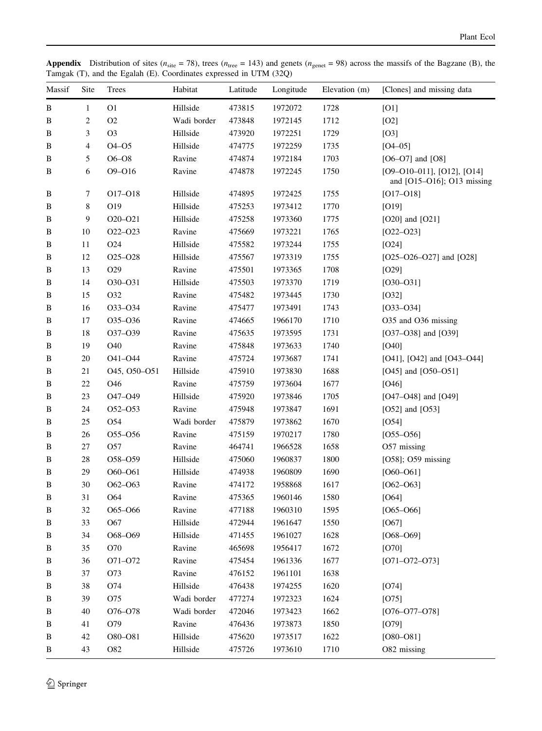**Appendix** Distribution of sites ($n_{site}$ = 78), trees ($n_{tree}$ = 143) and genets ($n_{genet}$ = 98) across the massifs of the Bagzane (B), the Tamgak (T), and the Egalah (E). Coordinates expressed in UTM (32Q)

| Massif | Site | Trees | Habitat | Latitude | Longitude | Elevation (m) | [Clones] and missing data |
|---|---|---|---|---|---|---|---|
| B | 1 | O1 | Hillside | 473815 | 1972072 | 1728 | [O1] |
| B | 2 | O2 | Wadi border | 473848 | 1972145 | 1712 | [O2] |
| B | 3 | O3 | Hillside | 473920 | 1972251 | 1729 | [O3] |
| B | 4 | O4–O5 | Hillside | 474775 | 1972259 | 1735 | [O4–05] |
| B | 5 | O6–O8 | Ravine | 474874 | 1972184 | 1703 | [O6–O7] and [O8] |
| B | 6 | O9–O16 | Ravine | 474878 | 1972245 | 1750 | [O9–O10–011], [O12], [O14] and [O15–O16]; O13 missing |
| B | 7 | O17–O18 | Hillside | 474895 | 1972425 | 1755 | [O17–O18] |
| B | 8 | O19 | Hillside | 475253 | 1973412 | 1770 | [O19] |
| B | 9 | O20–O21 | Hillside | 475258 | 1973360 | 1775 | [O20] and [O21] |
| B | 10 | O22–O23 | Ravine | 475669 | 1973221 | 1765 | [O22–O23] |
| B | 11 | O24 | Hillside | 475582 | 1973244 | 1755 | [O24] |
| B | 12 | O25–O28 | Hillside | 475567 | 1973319 | 1755 | [O25–O26–O27] and [O28] |
| B | 13 | O29 | Ravine | 475501 | 1973365 | 1708 | [O29] |
| B | 14 | O30–O31 | Hillside | 475503 | 1973370 | 1719 | [O30–O31] |
| B | 15 | O32 | Ravine | 475482 | 1973445 | 1730 | [O32] |
| B | 16 | O33–O34 | Ravine | 475477 | 1973491 | 1743 | [O33–O34] |
| B | 17 | O35–O36 | Ravine | 474665 | 1966170 | 1710 | O35 and O36 missing |
| B | 18 | O37–O39 | Ravine | 475635 | 1973595 | 1731 | [O37–O38] and [O39] |
| B | 19 | O40 | Ravine | 475848 | 1973633 | 1740 | [O40] |
| B | 20 | O41–O44 | Ravine | 475724 | 1973687 | 1741 | [O41], [O42] and [O43–O44] |
| B | 21 | O45, O50–O51 | Hillside | 475910 | 1973830 | 1688 | [O45] and [O50–O51] |
| B | 22 | O46 | Ravine | 475759 | 1973604 | 1677 | [O46] |
| B | 23 | O47–O49 | Hillside | 475920 | 1973846 | 1705 | [O47–O48] and [O49] |
| B | 24 | O52–O53 | Ravine | 475948 | 1973847 | 1691 | [O52] and [O53] |
| B | 25 | O54 | Wadi border | 475879 | 1973862 | 1670 | [O54] |
| B | 26 | O55–O56 | Ravine | 475159 | 1970217 | 1780 | [O55–O56] |
| B | 27 | O57 | Ravine | 464741 | 1966528 | 1658 | O57 missing |
| B | 28 | O58–O59 | Hillside | 475060 | 1960837 | 1800 | [O58]; O59 missing |
| B | 29 | O60–O61 | Hillside | 474938 | 1960809 | 1690 | [O60–O61] |
| B | 30 | O62–O63 | Ravine | 474172 | 1958868 | 1617 | [O62–O63] |
| B | 31 | O64 | Ravine | 475365 | 1960146 | 1580 | [O64] |
| B | 32 | O65–O66 | Ravine | 477188 | 1960310 | 1595 | [O65–O66] |
| B | 33 | O67 | Hillside | 472944 | 1961647 | 1550 | [O67] |
| B | 34 | O68–O69 | Hillside | 471455 | 1961027 | 1628 | [O68–O69] |
| B | 35 | O70 | Ravine | 465698 | 1956417 | 1672 | [O70] |
| B | 36 | O71–O72 | Ravine | 475454 | 1961336 | 1677 | [O71–O72–O73] |
| B | 37 | O73 | Ravine | 476152 | 1961101 | 1638 | |
| B | 38 | O74 | Hillside | 476438 | 1974255 | 1620 | [O74] |
| B | 39 | O75 | Wadi border | 477274 | 1972323 | 1624 | [O75] |
| B | 40 | O76–O78 | Wadi border | 472046 | 1973423 | 1662 | [O76–O77–O78] |
| B | 41 | O79 | Ravine | 476436 | 1973873 | 1850 | [O79] |
| B | 42 | O80–O81 | Hillside | 475620 | 1973517 | 1622 | [O80–O81] |
| B | 43 | O82 | Hillside | 475726 | 1973610 | 1710 | O82 missing |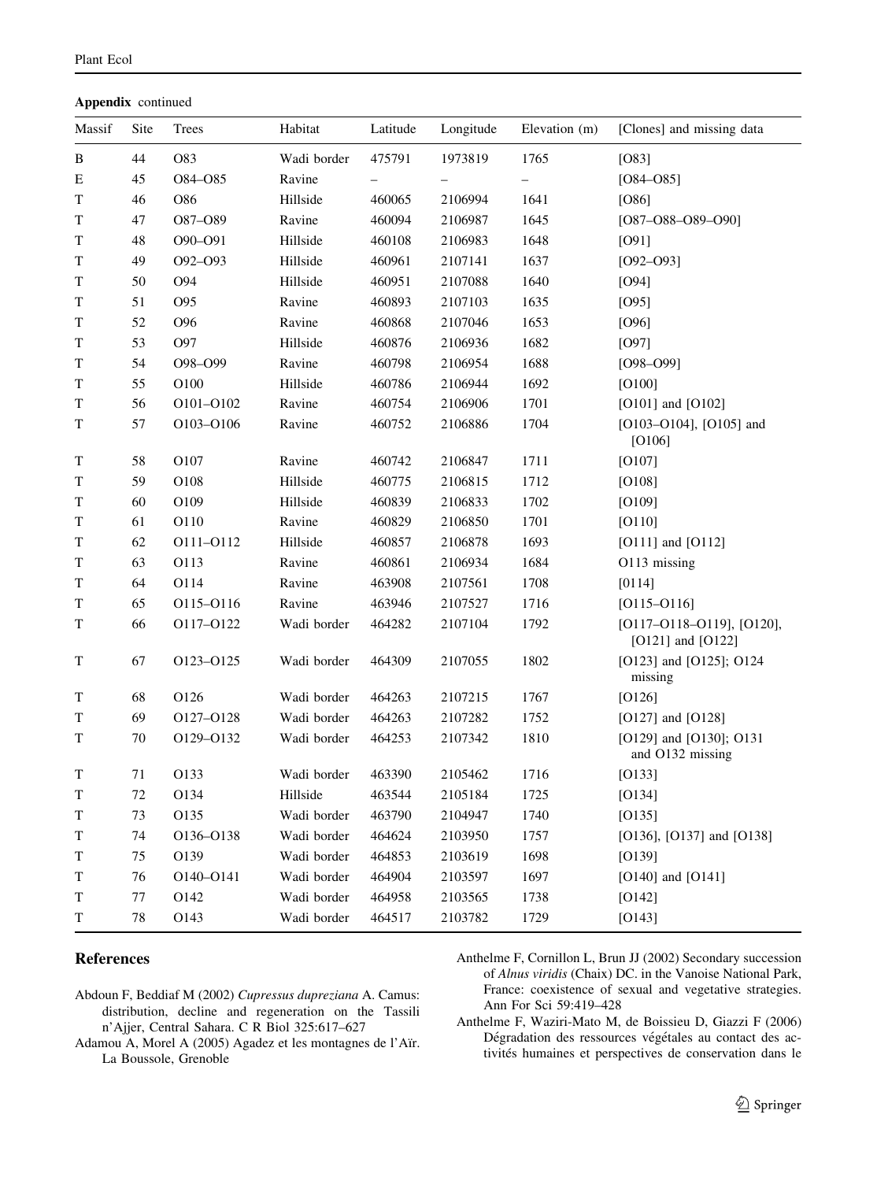**Appendix** continued

| Massif | Site | Trees | Habitat | Latitude | Longitude | Elevation (m) | [Clones] and missing data |
|---|---|---|---|---|---|---|---|
| B | 44 | O83 | Wadi border | 475791 | 1973819 | 1765 | [O83] |
| E | 45 | O84–O85 | Ravine | – | – | – | [O84–O85] |
| T | 46 | O86 | Hillside | 460065 | 2106994 | 1641 | [O86] |
| T | 47 | O87–O89 | Ravine | 460094 | 2106987 | 1645 | [O87–O88–O89–O90] |
| T | 48 | O90–O91 | Hillside | 460108 | 2106983 | 1648 | [O91] |
| T | 49 | O92–O93 | Hillside | 460961 | 2107141 | 1637 | [O92–O93] |
| T | 50 | O94 | Hillside | 460951 | 2107088 | 1640 | [O94] |
| T | 51 | O95 | Ravine | 460893 | 2107103 | 1635 | [O95] |
| T | 52 | O96 | Ravine | 460868 | 2107046 | 1653 | [O96] |
| T | 53 | O97 | Hillside | 460876 | 2106936 | 1682 | [O97] |
| T | 54 | O98–O99 | Ravine | 460798 | 2106954 | 1688 | [O98–O99] |
| T | 55 | O100 | Hillside | 460786 | 2106944 | 1692 | [O100] |
| T | 56 | O101–O102 | Ravine | 460754 | 2106906 | 1701 | [O101] and [O102] |
| T | 57 | O103–O106 | Ravine | 460752 | 2106886 | 1704 | [O103–O104], [O105] and [O106] |
| T | 58 | O107 | Ravine | 460742 | 2106847 | 1711 | [O107] |
| T | 59 | O108 | Hillside | 460775 | 2106815 | 1712 | [O108] |
| T | 60 | O109 | Hillside | 460839 | 2106833 | 1702 | [O109] |
| T | 61 | O110 | Ravine | 460829 | 2106850 | 1701 | [O110] |
| T | 62 | O111–O112 | Hillside | 460857 | 2106878 | 1693 | [O111] and [O112] |
| T | 63 | O113 | Ravine | 460861 | 2106934 | 1684 | O113 missing |
| T | 64 | O114 | Ravine | 463908 | 2107561 | 1708 | [0114] |
| T | 65 | O115–O116 | Ravine | 463946 | 2107527 | 1716 | [O115–O116] |
| T | 66 | O117–O122 | Wadi border | 464282 | 2107104 | 1792 | [O117–O118–O119], [O120], [O121] and [O122] |
| T | 67 | O123–O125 | Wadi border | 464309 | 2107055 | 1802 | [O123] and [O125]; O124 missing |
| T | 68 | O126 | Wadi border | 464263 | 2107215 | 1767 | [O126] |
| T | 69 | O127–O128 | Wadi border | 464263 | 2107282 | 1752 | [O127] and [O128] |
| T | 70 | O129–O132 | Wadi border | 464253 | 2107342 | 1810 | [O129] and [O130]; O131 and O132 missing |
| T | 71 | O133 | Wadi border | 463390 | 2105462 | 1716 | [O133] |
| T | 72 | O134 | Hillside | 463544 | 2105184 | 1725 | [O134] |
| T | 73 | O135 | Wadi border | 463790 | 2104947 | 1740 | [O135] |
| T | 74 | O136–O138 | Wadi border | 464624 | 2103950 | 1757 | [O136], [O137] and [O138] |
| T | 75 | O139 | Wadi border | 464853 | 2103619 | 1698 | [O139] |
| T | 76 | O140–O141 | Wadi border | 464904 | 2103597 | 1697 | [O140] and [O141] |
| T | 77 | O142 | Wadi border | 464958 | 2103565 | 1738 | [O142] |
| T | 78 | O143 | Wadi border | 464517 | 2103782 | 1729 | [O143] |

## References

Abdoun F, Beddiaf M (2002) *Cupressus dupreziana* A. Camus: distribution, decline and regeneration on the Tassili n'Ajjer, Central Sahara. C R Biol 325:617–627

Adamou A, Morel A (2005) Agadez et les montagnes de l'Aïr. La Boussole, Grenoble

Anthelme F, Cornillon L, Brun JJ (2002) Secondary succession of *Alnus viridis* (Chaix) DC. in the Vanoise National Park, France: coexistence of sexual and vegetative strategies. Ann For Sci 59:419–428

Anthelme F, Waziri-Mato M, de Boissieu D, Giazzi F (2006) Dégradation des ressources végétales au contact des activités humaines et perspectives de conservation dans le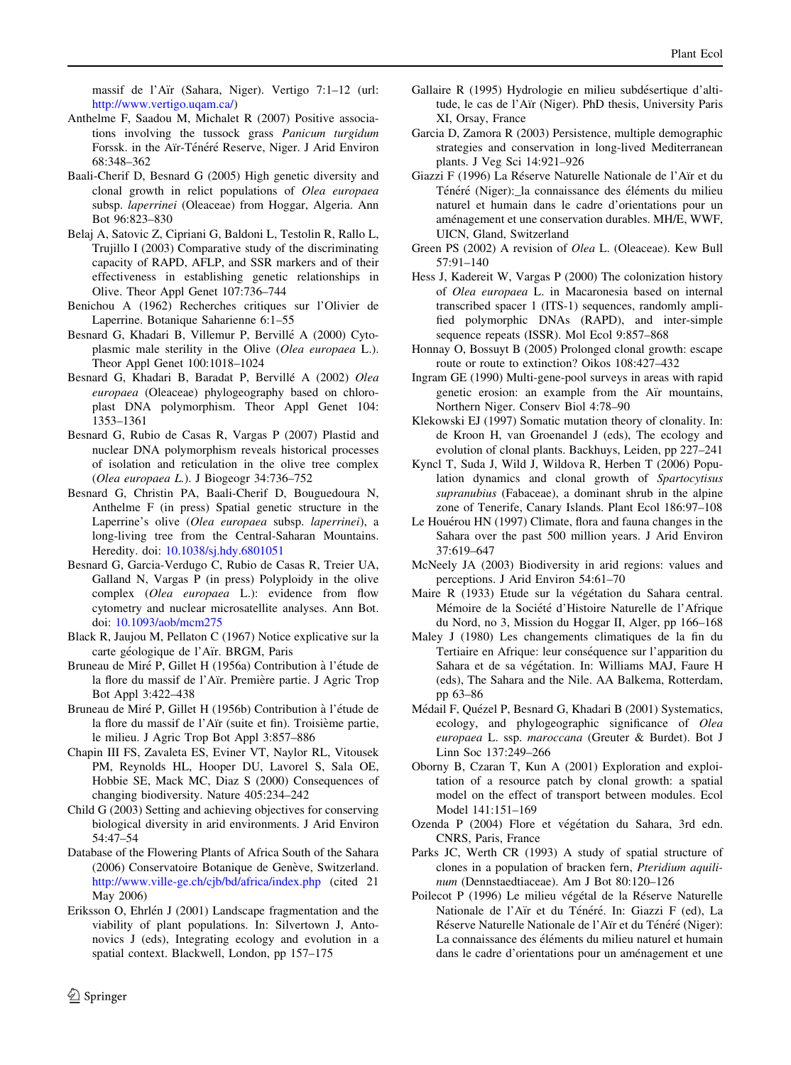massif de l'Aïr (Sahara, Niger). Vertigo 7:1–12 (url: http://www.vertigo.uqam.ca/)

Anthelme F, Saadou M, Michalet R (2007) Positive associations involving the tussock grass *Panicum turgidum* Forssk. in the Aïr-Ténéré Reserve, Niger. J Arid Environ 68:348–362

Baali-Cherif D, Besnard G (2005) High genetic diversity and clonal growth in relict populations of *Olea europaea* subsp. *laperrinei* (Oleaceae) from Hoggar, Algeria. Ann Bot 96:823–830

Belaj A, Satovic Z, Cipriani G, Baldoni L, Testolin R, Rallo L, Trujillo I (2003) Comparative study of the discriminating capacity of RAPD, AFLP, and SSR markers and of their effectiveness in establishing genetic relationships in Olive. Theor Appl Genet 107:736–744

Benichou A (1962) Recherches critiques sur l'Olivier de Laperrine. Botanique Saharienne 6:1–55

Besnard G, Khadari B, Villemur P, Bervillé A (2000) Cytoplasmic male sterility in the Olive (*Olea europaea* L.). Theor Appl Genet 100:1018–1024

Besnard G, Khadari B, Baradat P, Bervillé A (2002) *Olea europaea* (Oleaceae) phylogeography based on chloroplast DNA polymorphism. Theor Appl Genet 104: 1353–1361

Besnard G, Rubio de Casas R, Vargas P (2007) Plastid and nuclear DNA polymorphism reveals historical processes of isolation and reticulation in the olive tree complex (*Olea europaea L.*). J Biogeogr 34:736–752

Besnard G, Christin PA, Baali-Cherif D, Bouguedoura N, Anthelme F (in press) Spatial genetic structure in the Laperrine's olive (*Olea europaea* subsp. *laperrinei*), a long-living tree from the Central-Saharan Mountains. Heredity. doi: 10.1038/sj.hdy.6801051

Besnard G, Garcia-Verdugo C, Rubio de Casas R, Treier UA, Galland N, Vargas P (in press) Polyploidy in the olive complex (*Olea europaea* L.): evidence from flow cytometry and nuclear microsatellite analyses. Ann Bot. doi: 10.1093/aob/mcm275

Black R, Jaujou M, Pellaton C (1967) Notice explicative sur la carte géologique de l'Aïr. BRGM, Paris

Bruneau de Miré P, Gillet H (1956a) Contribution à l'étude de la flore du massif de l'Aïr. Première partie. J Agric Trop Bot Appl 3:422–438

Bruneau de Miré P, Gillet H (1956b) Contribution à l'étude de la flore du massif de l'Aïr (suite et fin). Troisième partie, le milieu. J Agric Trop Bot Appl 3:857–886

Chapin III FS, Zavaleta ES, Eviner VT, Naylor RL, Vitousek PM, Reynolds HL, Hooper DU, Lavorel S, Sala OE, Hobbie SE, Mack MC, Diaz S (2000) Consequences of changing biodiversity. Nature 405:234–242

Child G (2003) Setting and achieving objectives for conserving biological diversity in arid environments. J Arid Environ 54:47–54

Database of the Flowering Plants of Africa South of the Sahara (2006) Conservatoire Botanique de Genève, Switzerland. http://www.ville-ge.ch/cjb/bd/africa/index.php (cited 21 May 2006)

Eriksson O, Ehrlén J (2001) Landscape fragmentation and the viability of plant populations. In: Silvertown J, Antonovics J (eds), Integrating ecology and evolution in a spatial context. Blackwell, London, pp 157–175

Gallaire R (1995) Hydrologie en milieu subdésertique d'altitude, le cas de l'Aïr (Niger). PhD thesis, University Paris XI, Orsay, France

Garcia D, Zamora R (2003) Persistence, multiple demographic strategies and conservation in long-lived Mediterranean plants. J Veg Sci 14:921–926

Giazzi F (1996) La Réserve Naturelle Nationale de l'Aïr et du Ténéré (Niger): la connaissance des éléments du milieu naturel et humain dans le cadre d'orientations pour un aménagement et une conservation durables. MH/E, WWF, UICN, Gland, Switzerland

Green PS (2002) A revision of *Olea* L. (Oleaceae). Kew Bull 57:91–140

Hess J, Kadereit W, Vargas P (2000) The colonization history of *Olea europaea* L. in Macaronesia based on internal transcribed spacer 1 (ITS-1) sequences, randomly amplified polymorphic DNAs (RAPD), and inter-simple sequence repeats (ISSR). Mol Ecol 9:857–868

Honnay O, Bossuyt B (2005) Prolonged clonal growth: escape route or route to extinction? Oikos 108:427–432

Ingram GE (1990) Multi-gene-pool surveys in areas with rapid genetic erosion: an example from the Aïr mountains, Northern Niger. Conserv Biol 4:78–90

Klekowski EJ (1997) Somatic mutation theory of clonality. In: de Kroon H, van Groenandel J (eds), The ecology and evolution of clonal plants. Backhuys, Leiden, pp 227–241

Kyncl T, Suda J, Wild J, Wildova R, Herben T (2006) Population dynamics and clonal growth of *Spartocytisus supranubius* (Fabaceae), a dominant shrub in the alpine zone of Tenerife, Canary Islands. Plant Ecol 186:97–108

Le Houérou HN (1997) Climate, flora and fauna changes in the Sahara over the past 500 million years. J Arid Environ 37:619–647

McNeely JA (2003) Biodiversity in arid regions: values and perceptions. J Arid Environ 54:61–70

Maire R (1933) Etude sur la végétation du Sahara central. Mémoire de la Société d'Histoire Naturelle de l'Afrique du Nord, no 3, Mission du Hoggar II, Alger, pp 166–168

Maley J (1980) Les changements climatiques de la fin du Tertiaire en Afrique: leur conséquence sur l'apparition du Sahara et de sa végétation. In: Williams MAJ, Faure H (eds), The Sahara and the Nile. AA Balkema, Rotterdam, pp 63–86

Médail F, Quézel P, Besnard G, Khadari B (2001) Systematics, ecology, and phylogeographic significance of *Olea europaea* L. ssp. *maroccana* (Greuter & Burdet). Bot J Linn Soc 137:249–266

Oborny B, Czaran T, Kun A (2001) Exploration and exploitation of a resource patch by clonal growth: a spatial model on the effect of transport between modules. Ecol Model 141:151–169

Ozenda P (2004) Flore et végétation du Sahara, 3rd edn. CNRS, Paris, France

Parks JC, Werth CR (1993) A study of spatial structure of clones in a population of bracken fern, *Pteridium aquilinum* (Dennstaedtiaceae). Am J Bot 80:120–126

Poilecot P (1996) Le milieu végétal de la Réserve Naturelle Nationale de l'Aïr et du Ténéré. In: Giazzi F (ed), La Réserve Naturelle Nationale de l'Aïr et du Ténéré (Niger): La connaissance des éléments du milieu naturel et humain dans le cadre d'orientations pour un aménagement et une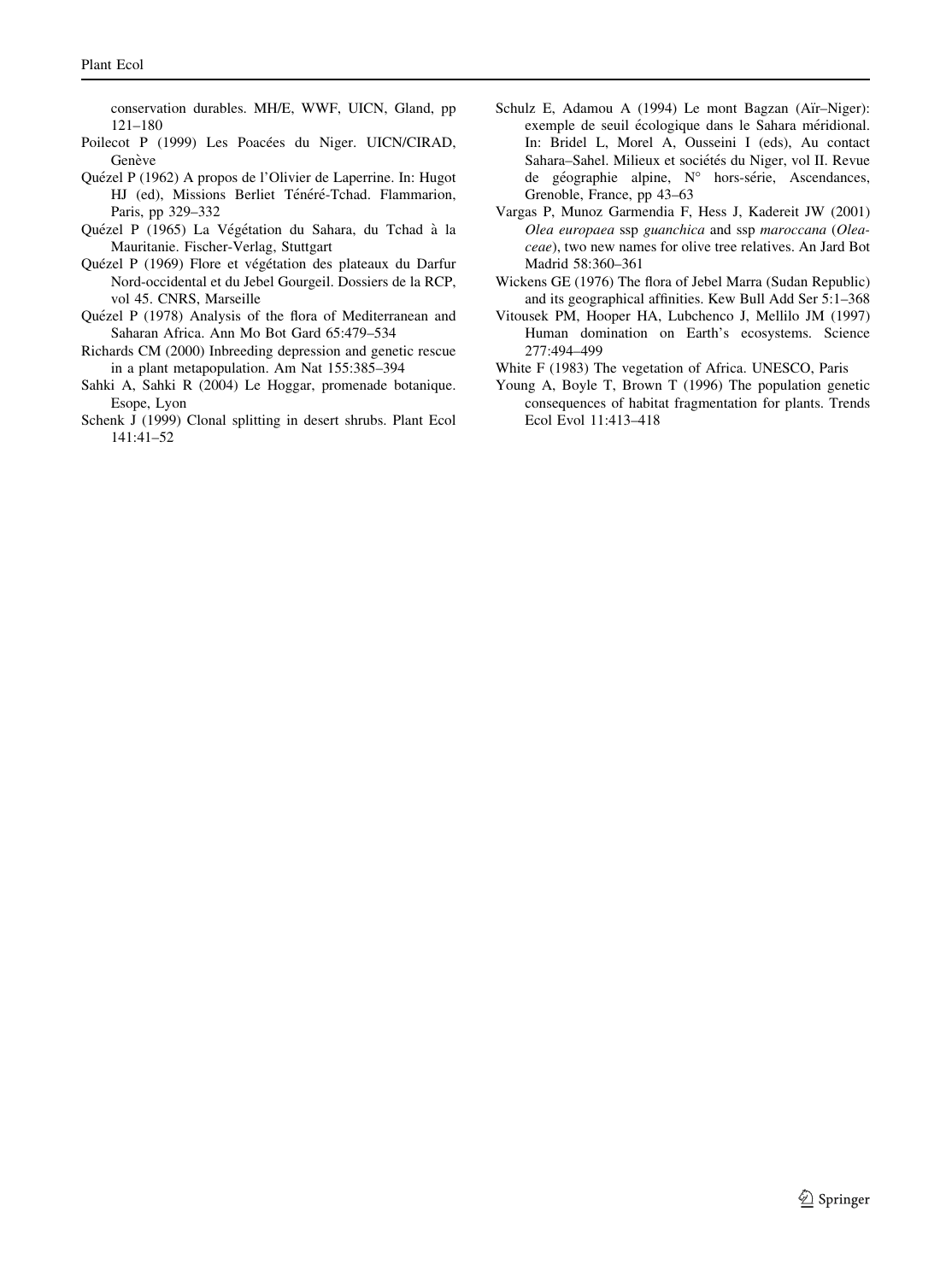conservation durables. MH/E, WWF, UICN, Gland, pp 121–180

Poilecot P (1999) Les Poacées du Niger. UICN/CIRAD, Genève

Quézel P (1962) A propos de l'Olivier de Laperrine. In: Hugot HJ (ed), Missions Berliet Ténéré-Tchad. Flammarion, Paris, pp 329–332

Quézel P (1965) La Végétation du Sahara, du Tchad à la Mauritanie. Fischer-Verlag, Stuttgart

Quézel P (1969) Flore et végétation des plateaux du Darfur Nord-occidental et du Jebel Gourgeil. Dossiers de la RCP, vol 45. CNRS, Marseille

Quézel P (1978) Analysis of the flora of Mediterranean and Saharan Africa. Ann Mo Bot Gard 65:479–534

Richards CM (2000) Inbreeding depression and genetic rescue in a plant metapopulation. Am Nat 155:385–394

Sahki A, Sahki R (2004) Le Hoggar, promenade botanique. Esope, Lyon

Schenk J (1999) Clonal splitting in desert shrubs. Plant Ecol 141:41–52

Schulz E, Adamou A (1994) Le mont Bagzan (Aïr–Niger): exemple de seuil écologique dans le Sahara méridional. In: Bridel L, Morel A, Ousseini I (eds), Au contact Sahara–Sahel. Milieux et sociétés du Niger, vol II. Revue de géographie alpine, N° hors-série, Ascendances, Grenoble, France, pp 43–63

Vargas P, Munoz Garmendia F, Hess J, Kadereit JW (2001) *Olea europaea* ssp *guanchica* and ssp *maroccana* (*Oleaceae*), two new names for olive tree relatives. An Jard Bot Madrid 58:360–361

Wickens GE (1976) The flora of Jebel Marra (Sudan Republic) and its geographical affinities. Kew Bull Add Ser 5:1–368

Vitousek PM, Hooper HA, Lubchenco J, Mellilo JM (1997) Human domination on Earth's ecosystems. Science 277:494–499

White F (1983) The vegetation of Africa. UNESCO, Paris

Young A, Boyle T, Brown T (1996) The population genetic consequences of habitat fragmentation for plants. Trends Ecol Evol 11:413–418